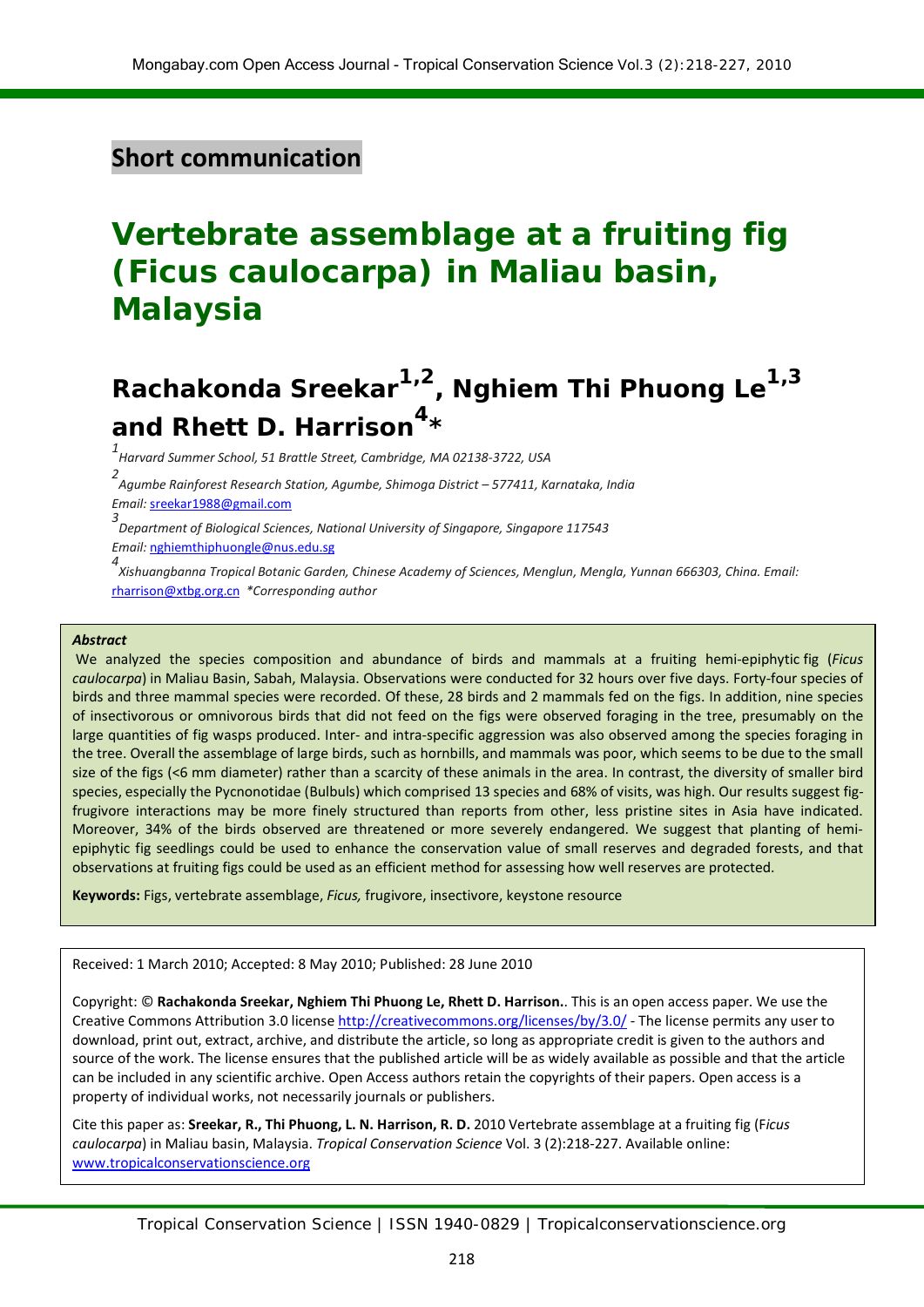Short communication

# Vertebrate assemblage at a fruiting fig (Ficus caulocarpa) in Maliau basin, Malaysia

## Rachakonda Sreekar[1,2], Nghiem Thi Phuong Le[1,3] and Rhett D. Harrison[4]*

[1] *Harvard Summer School, 51 Brattle Street, Cambridge, MA 02138-3722, USA*

[2] *Agumbe Rainforest Research Station, Agumbe, Shimoga District – 577411, Karnataka, India*
*Email:* sreekar1988@gmail.com

[3] *Department of Biological Sciences, National University of Singapore, Singapore 117543*
*Email:* nghiemthiphuongle@nus.edu.sg

[4] *Xishuangbanna Tropical Botanic Garden, Chinese Academy of Sciences, Menglun, Mengla, Yunnan 666303, China. Email:* rharrison@xtbg.org.cn *\*Corresponding author*

***Abstract***

We analyzed the species composition and abundance of birds and mammals at a fruiting hemi-epiphytic fig (*Ficus caulocarpa*) in Maliau Basin, Sabah, Malaysia. Observations were conducted for 32 hours over five days. Forty-four species of birds and three mammal species were recorded. Of these, 28 birds and 2 mammals fed on the figs. In addition, nine species of insectivorous or omnivorous birds that did not feed on the figs were observed foraging in the tree, presumably on the large quantities of fig wasps produced. Inter- and intra-specific aggression was also observed among the species foraging in the tree. Overall the assemblage of large birds, such as hornbills, and mammals was poor, which seems to be due to the small size of the figs (<6 mm diameter) rather than a scarcity of these animals in the area. In contrast, the diversity of smaller bird species, especially the Pycnonotidae (Bulbuls) which comprised 13 species and 68% of visits, was high. Our results suggest fig-frugivore interactions may be more finely structured than reports from other, less pristine sites in Asia have indicated. Moreover, 34% of the birds observed are threatened or more severely endangered. We suggest that planting of hemi-epiphytic fig seedlings could be used to enhance the conservation value of small reserves and degraded forests, and that observations at fruiting figs could be used as an efficient method for assessing how well reserves are protected.

**Keywords:** Figs, vertebrate assemblage, *Ficus,* frugivore, insectivore, keystone resource

Received: 1 March 2010; Accepted: 8 May 2010; Published: 28 June 2010

Copyright: © **Rachakonda Sreekar, Nghiem Thi Phuong Le, Rhett D. Harrison.**. This is an open access paper. We use the Creative Commons Attribution 3.0 license http://creativecommons.org/licenses/by/3.0/ - The license permits any user to download, print out, extract, archive, and distribute the article, so long as appropriate credit is given to the authors and source of the work. The license ensures that the published article will be as widely available as possible and that the article can be included in any scientific archive. Open Access authors retain the copyrights of their papers. Open access is a property of individual works, not necessarily journals or publishers.

Cite this paper as: **Sreekar, R., Thi Phuong, L. N. Harrison, R. D.** 2010 Vertebrate assemblage at a fruiting fig (F*icus caulocarpa*) in Maliau basin, Malaysia. *Tropical Conservation Science* Vol. 3 (2):218-227. Available online: www.tropicalconservationscience.org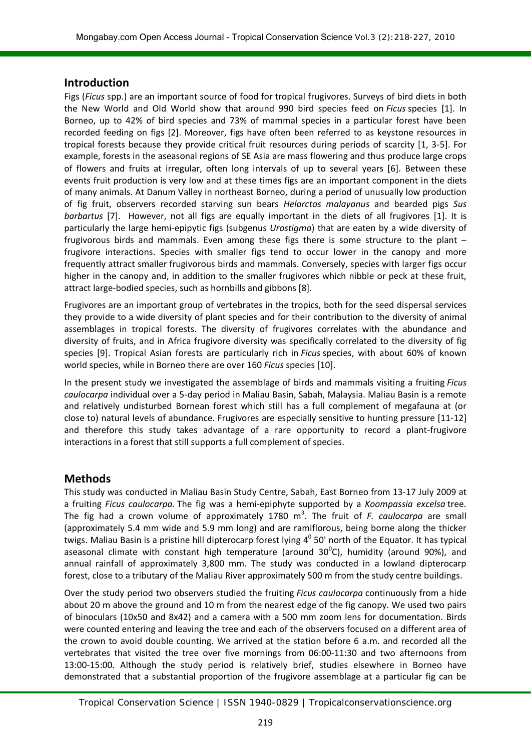## Introduction

Figs (*Ficus* spp.) are an important source of food for tropical frugivores. Surveys of bird diets in both the New World and Old World show that around 990 bird species feed on *Ficus* species [1]. In Borneo, up to 42% of bird species and 73% of mammal species in a particular forest have been recorded feeding on figs [2]. Moreover, figs have often been referred to as keystone resources in tropical forests because they provide critical fruit resources during periods of scarcity [1, 3-5]. For example, forests in the aseasonal regions of SE Asia are mass flowering and thus produce large crops of flowers and fruits at irregular, often long intervals of up to several years [6]. Between these events fruit production is very low and at these times figs are an important component in the diets of many animals. At Danum Valley in northeast Borneo, during a period of unusually low production of fig fruit, observers recorded starving sun bears *Helarctos malayanus* and bearded pigs *Sus barbartus* [7]. However, not all figs are equally important in the diets of all frugivores [1]. It is particularly the large hemi-epipytic figs (subgenus *Urostigma*) that are eaten by a wide diversity of frugivorous birds and mammals. Even among these figs there is some structure to the plant – frugivore interactions. Species with smaller figs tend to occur lower in the canopy and more frequently attract smaller frugivorous birds and mammals. Conversely, species with larger figs occur higher in the canopy and, in addition to the smaller frugivores which nibble or peck at these fruit, attract large-bodied species, such as hornbills and gibbons [8].

Frugivores are an important group of vertebrates in the tropics, both for the seed dispersal services they provide to a wide diversity of plant species and for their contribution to the diversity of animal assemblages in tropical forests. The diversity of frugivores correlates with the abundance and diversity of fruits, and in Africa frugivore diversity was specifically correlated to the diversity of fig species [9]. Tropical Asian forests are particularly rich in *Ficus* species, with about 60% of known world species, while in Borneo there are over 160 *Ficus* species [10].

In the present study we investigated the assemblage of birds and mammals visiting a fruiting *Ficus caulocarpa* individual over a 5-day period in Maliau Basin, Sabah, Malaysia. Maliau Basin is a remote and relatively undisturbed Bornean forest which still has a full complement of megafauna at (or close to) natural levels of abundance. Frugivores are especially sensitive to hunting pressure [11-12] and therefore this study takes advantage of a rare opportunity to record a plant-frugivore interactions in a forest that still supports a full complement of species.

## Methods

This study was conducted in Maliau Basin Study Centre, Sabah, East Borneo from 13-17 July 2009 at a fruiting *Ficus caulocarpa.* The fig was a hemi-epiphyte supported by a *Koompassia excelsa* tree. The fig had a crown volume of approximately 1780 m$^3$. The fruit of *F. caulocarpa* are small (approximately 5.4 mm wide and 5.9 mm long) and are ramiflorous, being borne along the thicker twigs. Maliau Basin is a pristine hill dipterocarp forest lying 4$^0$ 50' north of the Equator. It has typical aseasonal climate with constant high temperature (around 30$^0$C), humidity (around 90%), and annual rainfall of approximately 3,800 mm. The study was conducted in a lowland dipterocarp forest, close to a tributary of the Maliau River approximately 500 m from the study centre buildings.

Over the study period two observers studied the fruiting *Ficus caulocarpa* continuously from a hide about 20 m above the ground and 10 m from the nearest edge of the fig canopy. We used two pairs of binoculars (10x50 and 8x42) and a camera with a 500 mm zoom lens for documentation. Birds were counted entering and leaving the tree and each of the observers focused on a different area of the crown to avoid double counting. We arrived at the station before 6 a.m. and recorded all the vertebrates that visited the tree over five mornings from 06:00-11:30 and two afternoons from 13:00-15:00. Although the study period is relatively brief, studies elsewhere in Borneo have demonstrated that a substantial proportion of the frugivore assemblage at a particular fig can be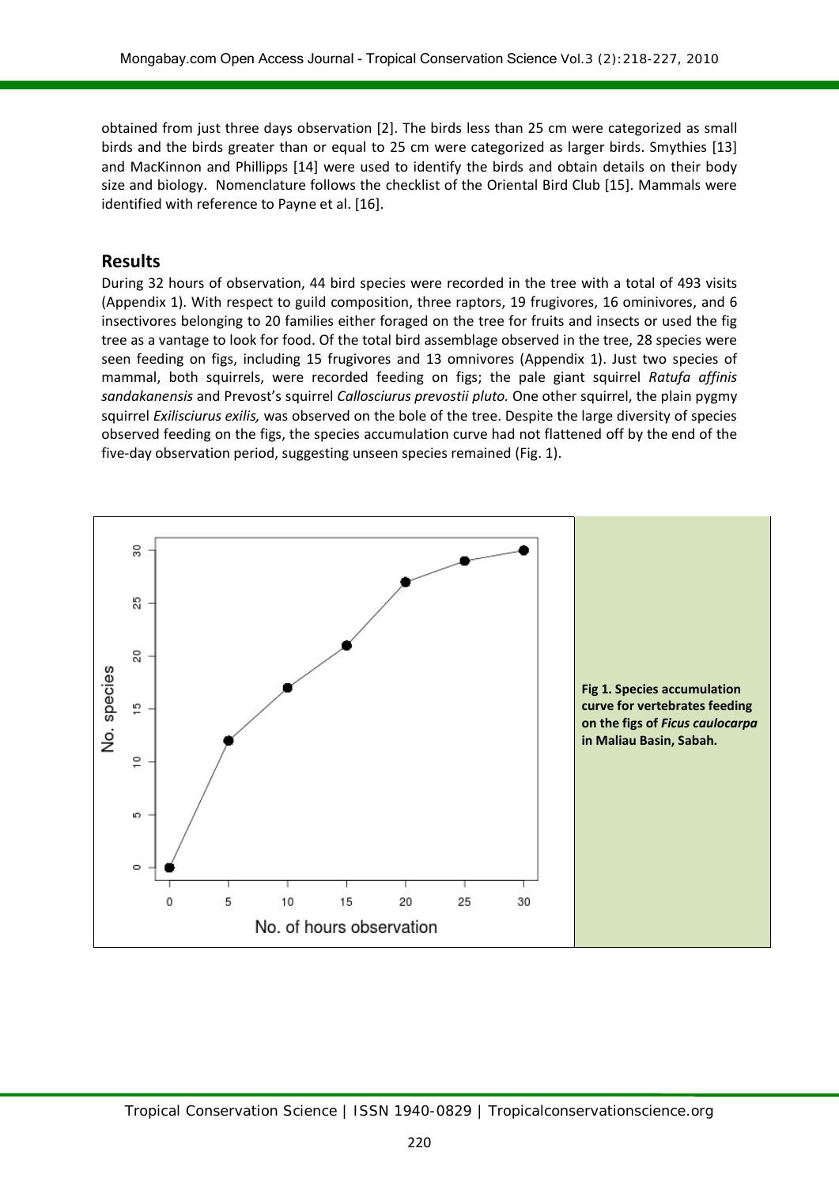obtained from just three days observation [2]. The birds less than 25 cm were categorized as small birds and the birds greater than or equal to 25 cm were categorized as larger birds. Smythies [13] and MacKinnon and Phillipps [14] were used to identify the birds and obtain details on their body size and biology. Nomenclature follows the checklist of the Oriental Bird Club [15]. Mammals were identified with reference to Payne et al. [16].

## Results

During 32 hours of observation, 44 bird species were recorded in the tree with a total of 493 visits (Appendix 1). With respect to guild composition, three raptors, 19 frugivores, 16 ominivores, and 6 insectivores belonging to 20 families either foraged on the tree for fruits and insects or used the fig tree as a vantage to look for food. Of the total bird assemblage observed in the tree, 28 species were seen feeding on figs, including 15 frugivores and 13 omnivores (Appendix 1). Just two species of mammal, both squirrels, were recorded feeding on figs; the pale giant squirrel *Ratufa affinis sandakanensis* and Prevost's squirrel *Callosciurus prevostii pluto.* One other squirrel, the plain pygmy squirrel *Exilisciurus exilis,* was observed on the bole of the tree. Despite the large diversity of species observed feeding on the figs, the species accumulation curve had not flattened off by the end of the five-day observation period, suggesting unseen species remained (Fig. 1).

**Fig 1. Species accumulation curve for vertebrates feeding on the figs of *Ficus caulocarpa* in Maliau Basin, Sabah.**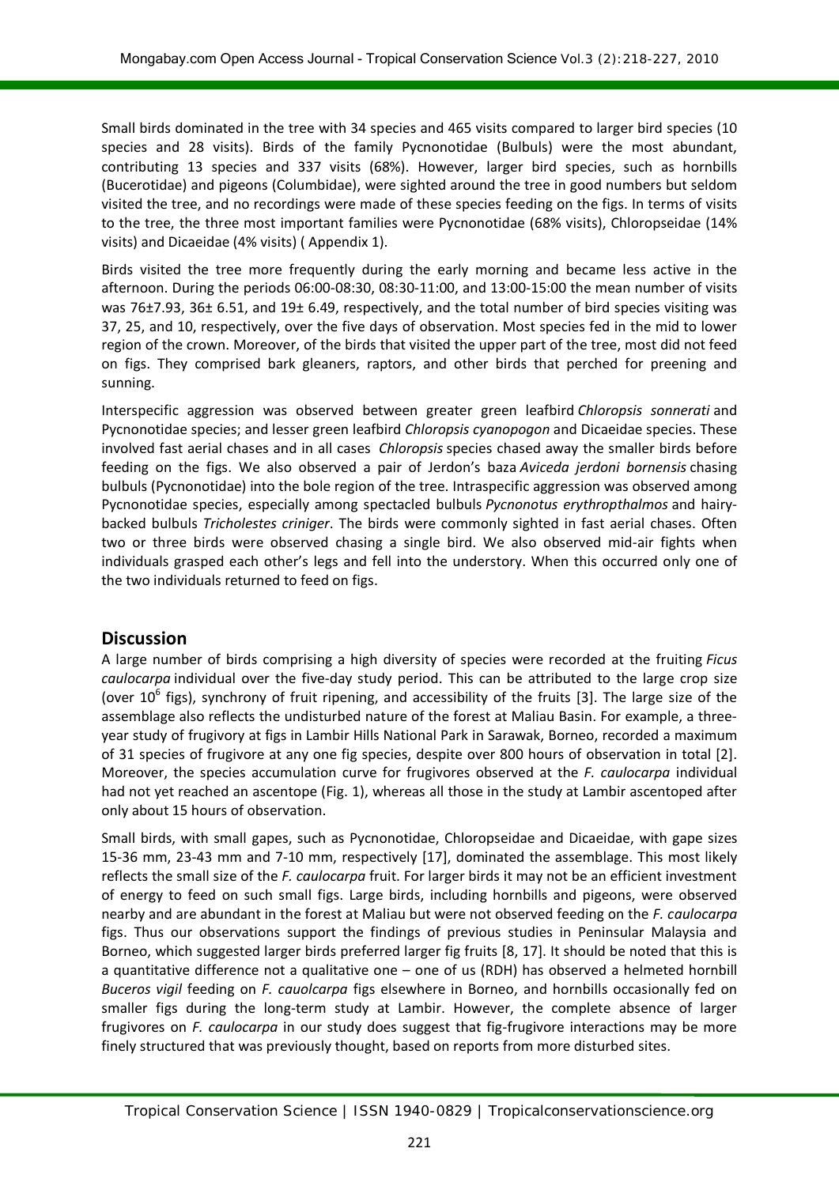Small birds dominated in the tree with 34 species and 465 visits compared to larger bird species (10 species and 28 visits). Birds of the family Pycnonotidae (Bulbuls) were the most abundant, contributing 13 species and 337 visits (68%). However, larger bird species, such as hornbills (Bucerotidae) and pigeons (Columbidae), were sighted around the tree in good numbers but seldom visited the tree, and no recordings were made of these species feeding on the figs. In terms of visits to the tree, the three most important families were Pycnonotidae (68% visits), Chloropseidae (14% visits) and Dicaeidae (4% visits) ( Appendix 1).

Birds visited the tree more frequently during the early morning and became less active in the afternoon. During the periods 06:00-08:30, 08:30-11:00, and 13:00-15:00 the mean number of visits was 76±7.93, 36± 6.51, and 19± 6.49, respectively, and the total number of bird species visiting was 37, 25, and 10, respectively, over the five days of observation. Most species fed in the mid to lower region of the crown. Moreover, of the birds that visited the upper part of the tree, most did not feed on figs. They comprised bark gleaners, raptors, and other birds that perched for preening and sunning.

Interspecific aggression was observed between greater green leafbird *Chloropsis sonnerati* and Pycnonotidae species; and lesser green leafbird *Chloropsis cyanopogon* and Dicaeidae species. These involved fast aerial chases and in all cases *Chloropsis* species chased away the smaller birds before feeding on the figs. We also observed a pair of Jerdon's baza *Aviceda jerdoni bornensis* chasing bulbuls (Pycnonotidae) into the bole region of the tree. Intraspecific aggression was observed among Pycnonotidae species, especially among spectacled bulbuls *Pycnonotus erythropthalmos* and hairy-backed bulbuls *Tricholestes criniger*. The birds were commonly sighted in fast aerial chases. Often two or three birds were observed chasing a single bird. We also observed mid-air fights when individuals grasped each other's legs and fell into the understory. When this occurred only one of the two individuals returned to feed on figs.

## Discussion

A large number of birds comprising a high diversity of species were recorded at the fruiting *Ficus caulocarpa* individual over the five-day study period. This can be attributed to the large crop size (over $10^6$ figs), synchrony of fruit ripening, and accessibility of the fruits [3]. The large size of the assemblage also reflects the undisturbed nature of the forest at Maliau Basin. For example, a three-year study of frugivory at figs in Lambir Hills National Park in Sarawak, Borneo, recorded a maximum of 31 species of frugivore at any one fig species, despite over 800 hours of observation in total [2]. Moreover, the species accumulation curve for frugivores observed at the *F. caulocarpa* individual had not yet reached an ascentope (Fig. 1), whereas all those in the study at Lambir ascentoped after only about 15 hours of observation.

Small birds, with small gapes, such as Pycnonotidae, Chloropseidae and Dicaeidae, with gape sizes 15-36 mm, 23-43 mm and 7-10 mm, respectively [17], dominated the assemblage. This most likely reflects the small size of the *F. caulocarpa* fruit. For larger birds it may not be an efficient investment of energy to feed on such small figs. Large birds, including hornbills and pigeons, were observed nearby and are abundant in the forest at Maliau but were not observed feeding on the *F. caulocarpa* figs. Thus our observations support the findings of previous studies in Peninsular Malaysia and Borneo, which suggested larger birds preferred larger fig fruits [8, 17]. It should be noted that this is a quantitative difference not a qualitative one – one of us (RDH) has observed a helmeted hornbill *Buceros vigil* feeding on *F. cauolcarpa* figs elsewhere in Borneo, and hornbills occasionally fed on smaller figs during the long-term study at Lambir. However, the complete absence of larger frugivores on *F. caulocarpa* in our study does suggest that fig-frugivore interactions may be more finely structured that was previously thought, based on reports from more disturbed sites.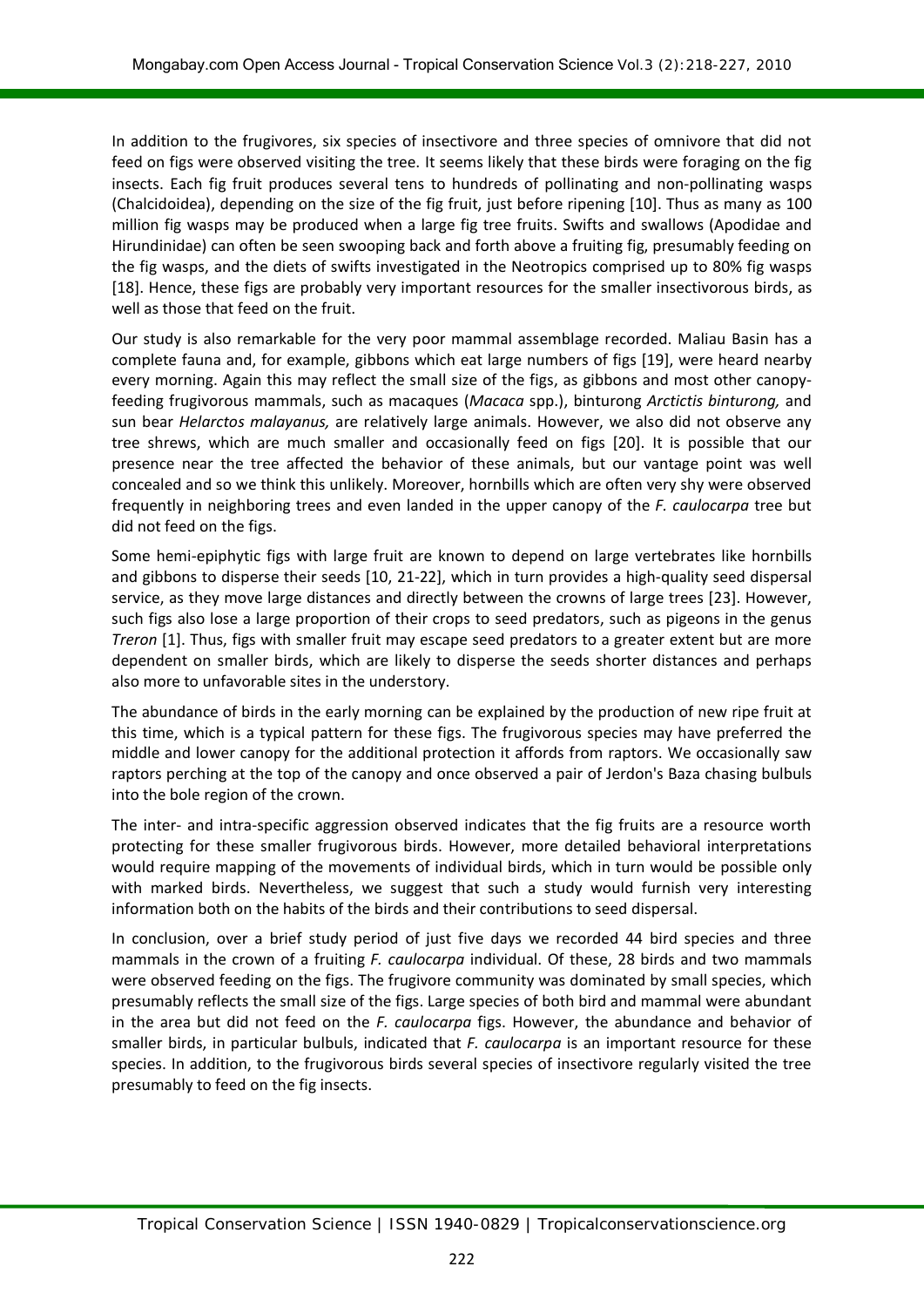In addition to the frugivores, six species of insectivore and three species of omnivore that did not feed on figs were observed visiting the tree. It seems likely that these birds were foraging on the fig insects. Each fig fruit produces several tens to hundreds of pollinating and non-pollinating wasps (Chalcidoidea), depending on the size of the fig fruit, just before ripening [10]. Thus as many as 100 million fig wasps may be produced when a large fig tree fruits. Swifts and swallows (Apodidae and Hirundinidae) can often be seen swooping back and forth above a fruiting fig, presumably feeding on the fig wasps, and the diets of swifts investigated in the Neotropics comprised up to 80% fig wasps [18]. Hence, these figs are probably very important resources for the smaller insectivorous birds, as well as those that feed on the fruit.

Our study is also remarkable for the very poor mammal assemblage recorded. Maliau Basin has a complete fauna and, for example, gibbons which eat large numbers of figs [19], were heard nearby every morning. Again this may reflect the small size of the figs, as gibbons and most other canopy-feeding frugivorous mammals, such as macaques (*Macaca* spp.), binturong *Arctictis binturong,* and sun bear *Helarctos malayanus,* are relatively large animals. However, we also did not observe any tree shrews, which are much smaller and occasionally feed on figs [20]. It is possible that our presence near the tree affected the behavior of these animals, but our vantage point was well concealed and so we think this unlikely. Moreover, hornbills which are often very shy were observed frequently in neighboring trees and even landed in the upper canopy of the *F. caulocarpa* tree but did not feed on the figs.

Some hemi-epiphytic figs with large fruit are known to depend on large vertebrates like hornbills and gibbons to disperse their seeds [10, 21-22], which in turn provides a high-quality seed dispersal service, as they move large distances and directly between the crowns of large trees [23]. However, such figs also lose a large proportion of their crops to seed predators, such as pigeons in the genus *Treron* [1]. Thus, figs with smaller fruit may escape seed predators to a greater extent but are more dependent on smaller birds, which are likely to disperse the seeds shorter distances and perhaps also more to unfavorable sites in the understory.

The abundance of birds in the early morning can be explained by the production of new ripe fruit at this time, which is a typical pattern for these figs. The frugivorous species may have preferred the middle and lower canopy for the additional protection it affords from raptors. We occasionally saw raptors perching at the top of the canopy and once observed a pair of Jerdon's Baza chasing bulbuls into the bole region of the crown.

The inter- and intra-specific aggression observed indicates that the fig fruits are a resource worth protecting for these smaller frugivorous birds. However, more detailed behavioral interpretations would require mapping of the movements of individual birds, which in turn would be possible only with marked birds. Nevertheless, we suggest that such a study would furnish very interesting information both on the habits of the birds and their contributions to seed dispersal.

In conclusion, over a brief study period of just five days we recorded 44 bird species and three mammals in the crown of a fruiting *F. caulocarpa* individual. Of these, 28 birds and two mammals were observed feeding on the figs. The frugivore community was dominated by small species, which presumably reflects the small size of the figs. Large species of both bird and mammal were abundant in the area but did not feed on the *F. caulocarpa* figs. However, the abundance and behavior of smaller birds, in particular bulbuls, indicated that *F. caulocarpa* is an important resource for these species. In addition, to the frugivorous birds several species of insectivore regularly visited the tree presumably to feed on the fig insects.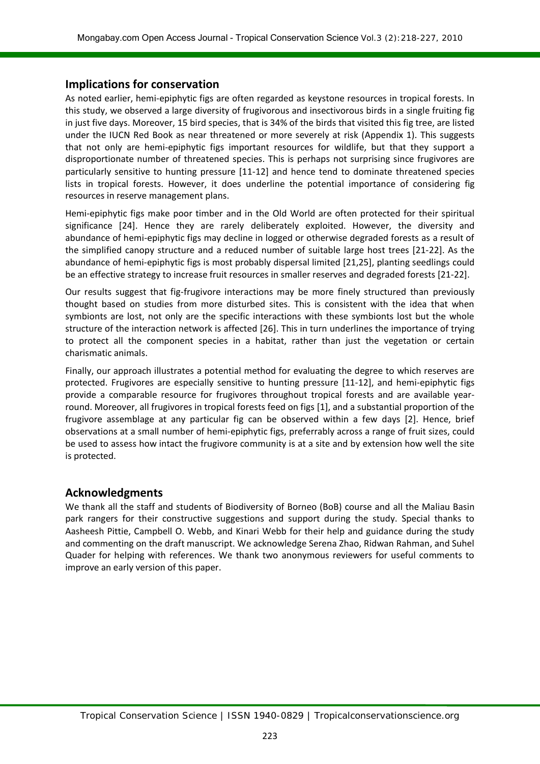## Implications for conservation

As noted earlier, hemi-epiphytic figs are often regarded as keystone resources in tropical forests. In this study, we observed a large diversity of frugivorous and insectivorous birds in a single fruiting fig in just five days. Moreover, 15 bird species, that is 34% of the birds that visited this fig tree, are listed under the IUCN Red Book as near threatened or more severely at risk (Appendix 1). This suggests that not only are hemi-epiphytic figs important resources for wildlife, but that they support a disproportionate number of threatened species. This is perhaps not surprising since frugivores are particularly sensitive to hunting pressure [11-12] and hence tend to dominate threatened species lists in tropical forests. However, it does underline the potential importance of considering fig resources in reserve management plans.

Hemi-epiphytic figs make poor timber and in the Old World are often protected for their spiritual significance [24]. Hence they are rarely deliberately exploited. However, the diversity and abundance of hemi-epiphytic figs may decline in logged or otherwise degraded forests as a result of the simplified canopy structure and a reduced number of suitable large host trees [21-22]. As the abundance of hemi-epiphytic figs is most probably dispersal limited [21,25], planting seedlings could be an effective strategy to increase fruit resources in smaller reserves and degraded forests [21-22].

Our results suggest that fig-frugivore interactions may be more finely structured than previously thought based on studies from more disturbed sites. This is consistent with the idea that when symbionts are lost, not only are the specific interactions with these symbionts lost but the whole structure of the interaction network is affected [26]. This in turn underlines the importance of trying to protect all the component species in a habitat, rather than just the vegetation or certain charismatic animals.

Finally, our approach illustrates a potential method for evaluating the degree to which reserves are protected. Frugivores are especially sensitive to hunting pressure [11-12], and hemi-epiphytic figs provide a comparable resource for frugivores throughout tropical forests and are available year-round. Moreover, all frugivores in tropical forests feed on figs [1], and a substantial proportion of the frugivore assemblage at any particular fig can be observed within a few days [2]. Hence, brief observations at a small number of hemi-epiphytic figs, preferrably across a range of fruit sizes, could be used to assess how intact the frugivore community is at a site and by extension how well the site is protected.

## Acknowledgments

We thank all the staff and students of Biodiversity of Borneo (BoB) course and all the Maliau Basin park rangers for their constructive suggestions and support during the study. Special thanks to Aasheesh Pittie, Campbell O. Webb, and Kinari Webb for their help and guidance during the study and commenting on the draft manuscript. We acknowledge Serena Zhao, Ridwan Rahman, and Suhel Quader for helping with references. We thank two anonymous reviewers for useful comments to improve an early version of this paper.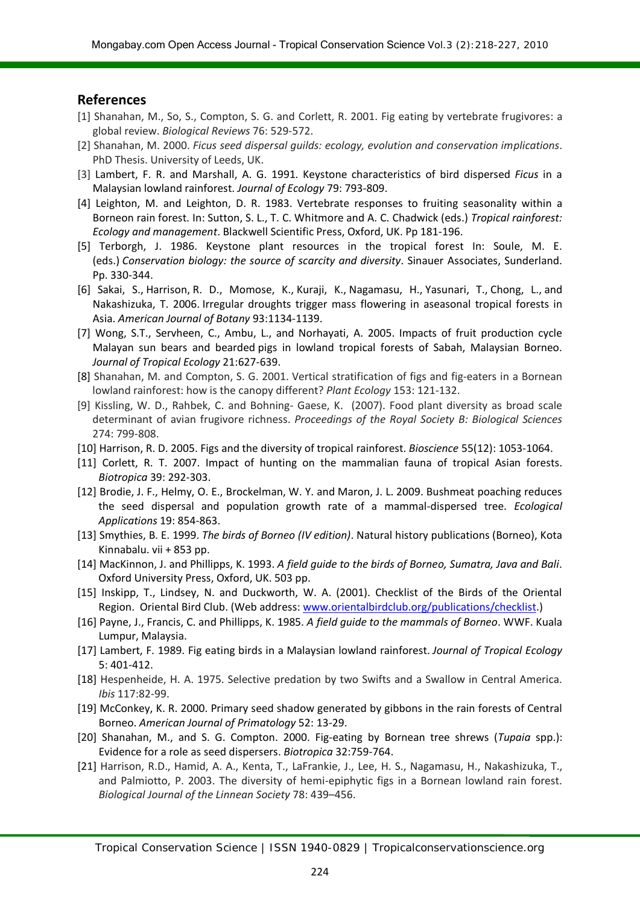## References

[1] Shanahan, M., So, S., Compton, S. G. and Corlett, R. 2001. Fig eating by vertebrate frugivores: a global review. *Biological Reviews* 76: 529-572.

[2] Shanahan, M. 2000. *Ficus seed dispersal guilds: ecology, evolution and conservation implications*. PhD Thesis. University of Leeds, UK.

[3] Lambert, F. R. and Marshall, A. G. 1991. Keystone characteristics of bird dispersed *Ficus* in a Malaysian lowland rainforest. *Journal of Ecology* 79: 793-809.

[4] Leighton, M. and Leighton, D. R. 1983. Vertebrate responses to fruiting seasonality within a Borneon rain forest. In: Sutton, S. L., T. C. Whitmore and A. C. Chadwick (eds.) *Tropical rainforest: Ecology and management*. Blackwell Scientific Press, Oxford, UK. Pp 181-196.

[5] Terborgh, J. 1986. Keystone plant resources in the tropical forest In: Soule, M. E. (eds.) *Conservation biology: the source of scarcity and diversity*. Sinauer Associates, Sunderland. Pp. 330-344.

[6] Sakai, S., Harrison, R. D., Momose, K., Kuraji, K., Nagamasu, H., Yasunari, T., Chong, L., and Nakashizuka, T. 2006. Irregular droughts trigger mass flowering in aseasonal tropical forests in Asia. *American Journal of Botany* 93:1134-1139.

[7] Wong, S.T., Servheen, C., Ambu, L., and Norhayati, A. 2005. Impacts of fruit production cycle Malayan sun bears and bearded pigs in lowland tropical forests of Sabah, Malaysian Borneo. *Journal of Tropical Ecology* 21:627-639.

[8] Shanahan, M. and Compton, S. G. 2001. Vertical stratification of figs and fig-eaters in a Bornean lowland rainforest: how is the canopy different? *Plant Ecology* 153: 121-132.

[9] Kissling, W. D., Rahbek, C. and Bohning- Gaese, K. (2007). Food plant diversity as broad scale determinant of avian frugivore richness. *Proceedings of the Royal Society B: Biological Sciences* 274: 799-808.

[10] Harrison, R. D. 2005. Figs and the diversity of tropical rainforest. *Bioscience* 55(12): 1053-1064.

[11] Corlett, R. T. 2007. Impact of hunting on the mammalian fauna of tropical Asian forests. *Biotropica* 39: 292-303.

[12] Brodie, J. F., Helmy, O. E., Brockelman, W. Y. and Maron, J. L. 2009. Bushmeat poaching reduces the seed dispersal and population growth rate of a mammal-dispersed tree. *Ecological Applications* 19: 854-863.

[13] Smythies, B. E. 1999. *The birds of Borneo (IV edition)*. Natural history publications (Borneo), Kota Kinnabalu. vii + 853 pp.

[14] MacKinnon, J. and Phillipps, K. 1993. *A field guide to the birds of Borneo, Sumatra, Java and Bali*. Oxford University Press, Oxford, UK. 503 pp.

[15] Inskipp, T., Lindsey, N. and Duckworth, W. A. (2001). Checklist of the Birds of the Oriental Region. Oriental Bird Club. (Web address: www.orientalbirdclub.org/publications/checklist.)

[16] Payne, J., Francis, C. and Phillipps, K. 1985. *A field guide to the mammals of Borneo*. WWF. Kuala Lumpur, Malaysia.

[17] Lambert, F. 1989. Fig eating birds in a Malaysian lowland rainforest. *Journal of Tropical Ecology* 5: 401-412.

[18] Hespenheide, H. A. 1975. Selective predation by two Swifts and a Swallow in Central America. *Ibis* 117:82-99.

[19] McConkey, K. R. 2000. Primary seed shadow generated by gibbons in the rain forests of Central Borneo. *American Journal of Primatology* 52: 13-29.

[20] Shanahan, M., and S. G. Compton. 2000. Fig-eating by Bornean tree shrews (*Tupaia* spp.): Evidence for a role as seed dispersers. *Biotropica* 32:759-764.

[21] Harrison, R.D., Hamid, A. A., Kenta, T., LaFrankie, J., Lee, H. S., Nagamasu, H., Nakashizuka, T., and Palmiotto, P. 2003. The diversity of hemi-epiphytic figs in a Bornean lowland rain forest. *Biological Journal of the Linnean Society* 78: 439–456.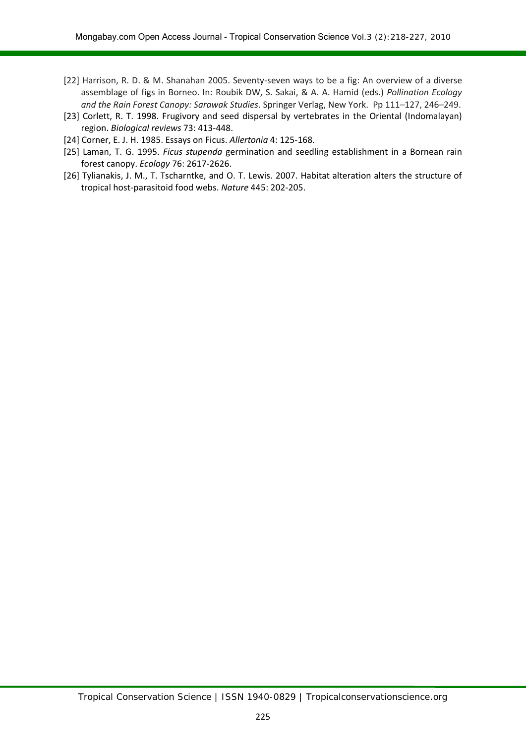[22] Harrison, R. D. & M. Shanahan 2005. Seventy-seven ways to be a fig: An overview of a diverse assemblage of figs in Borneo. In: Roubik DW, S. Sakai, & A. A. Hamid (eds.) *Pollination Ecology and the Rain Forest Canopy: Sarawak Studies*. Springer Verlag, New York. Pp 111–127, 246–249.

[23] Corlett, R. T. 1998. Frugivory and seed dispersal by vertebrates in the Oriental (Indomalayan) region. *Biological reviews* 73: 413-448.

[24] Corner, E. J. H. 1985. Essays on Ficus. *Allertonia* 4: 125-168.

[25] Laman, T. G. 1995. *Ficus stupenda* germination and seedling establishment in a Bornean rain forest canopy. *Ecology* 76: 2617-2626.

[26] Tylianakis, J. M., T. Tscharntke, and O. T. Lewis. 2007. Habitat alteration alters the structure of tropical host-parasitoid food webs. *Nature* 445: 202-205.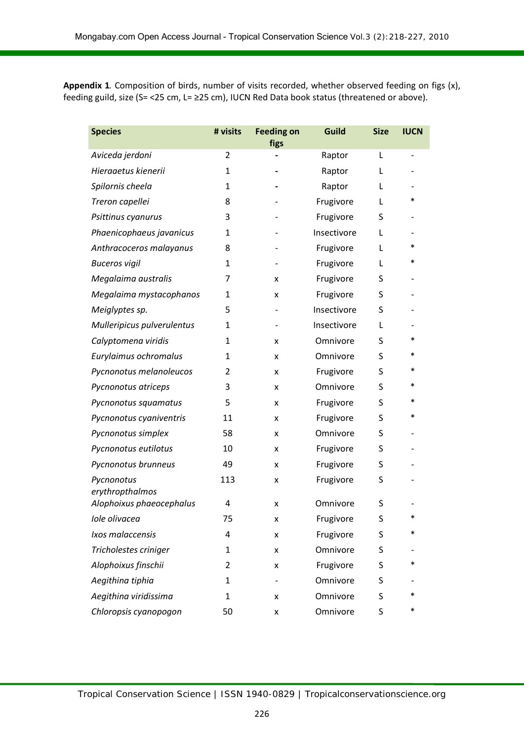**Appendix 1**. Composition of birds, number of visits recorded, whether observed feeding on figs (x), feeding guild, size (S= <25 cm, L= ≥25 cm), IUCN Red Data book status (threatened or above).

| Species | # visits | Feeding on figs | Guild | Size | IUCN |
|---|---|---|---|---|---|
| *Aviceda jerdoni* | 2 | - | Raptor | L | - |
| *Hieraaetus kienerii* | 1 | - | Raptor | L | - |
| *Spilornis cheela* | 1 | - | Raptor | L | - |
| *Treron capellei* | 8 | - | Frugivore | L | * |
| *Psittinus cyanurus* | 3 | - | Frugivore | S | - |
| *Phaenicophaeus javanicus* | 1 | - | Insectivore | L | - |
| *Anthracoceros malayanus* | 8 | - | Frugivore | L | * |
| *Buceros vigil* | 1 | - | Frugivore | L | * |
| *Megalaima australis* | 7 | x | Frugivore | S | - |
| *Megalaima mystacophanos* | 1 | x | Frugivore | S | - |
| *Meiglyptes sp.* | 5 | - | Insectivore | S | - |
| *Mulleripicus pulverulentus* | 1 | - | Insectivore | L | - |
| *Calyptomena viridis* | 1 | x | Omnivore | S | * |
| *Eurylaimus ochromalus* | 1 | x | Omnivore | S | * |
| *Pycnonotus melanoleucos* | 2 | x | Frugivore | S | * |
| *Pycnonotus atriceps* | 3 | x | Omnivore | S | * |
| *Pycnonotus squamatus* | 5 | x | Frugivore | S | * |
| *Pycnonotus cyaniventris* | 11 | x | Frugivore | S | * |
| *Pycnonotus simplex* | 58 | x | Omnivore | S | - |
| *Pycnonotus eutilotus* | 10 | x | Frugivore | S | - |
| *Pycnonotus brunneus* | 49 | x | Frugivore | S | - |
| *Pycnonotus erythropthalmos* | 113 | x | Frugivore | S | - |
| *Alophoixus phaeocephalus* | 4 | x | Omnivore | S | - |
| *Iole olivacea* | 75 | x | Frugivore | S | * |
| *Ixos malaccensis* | 4 | x | Frugivore | S | * |
| *Tricholestes criniger* | 1 | x | Omnivore | S | - |
| *Alophoixus finschii* | 2 | x | Frugivore | S | * |
| *Aegithina tiphia* | 1 | - | Omnivore | S | - |
| *Aegithina viridissima* | 1 | x | Omnivore | S | * |
| *Chloropsis cyanopogon* | 50 | x | Omnivore | S | * |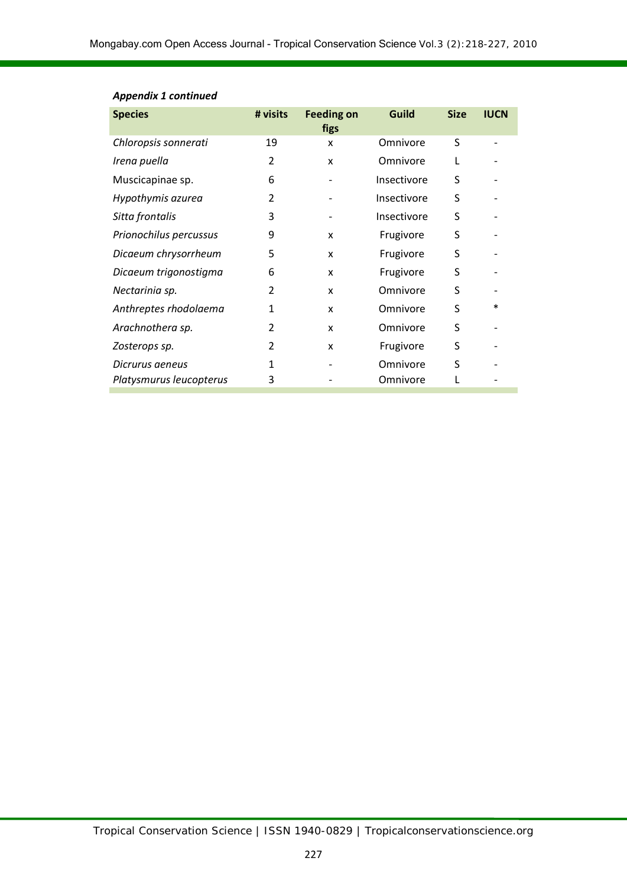***Appendix 1 continued***

| Species | # visits | Feeding on figs | Guild | Size | IUCN |
|---|---|---|---|---|---|
| *Chloropsis sonnerati* | 19 | x | Omnivore | S | - |
| *Irena puella* | 2 | x | Omnivore | L | - |
| Muscicapinae sp. | 6 | - | Insectivore | S | - |
| *Hypothymis azurea* | 2 | - | Insectivore | S | - |
| *Sitta frontalis* | 3 | - | Insectivore | S | - |
| *Prionochilus percussus* | 9 | x | Frugivore | S | - |
| *Dicaeum chrysorrheum* | 5 | x | Frugivore | S | - |
| *Dicaeum trigonostigma* | 6 | x | Frugivore | S | - |
| *Nectarinia sp.* | 2 | x | Omnivore | S | - |
| *Anthreptes rhodolaema* | 1 | x | Omnivore | S | * |
| *Arachnothera sp.* | 2 | x | Omnivore | S | - |
| *Zosterops sp.* | 2 | x | Frugivore | S | - |
| *Dicrurus aeneus* | 1 | - | Omnivore | S | - |
| *Platysmurus leucopterus* | 3 | - | Omnivore | L | - |